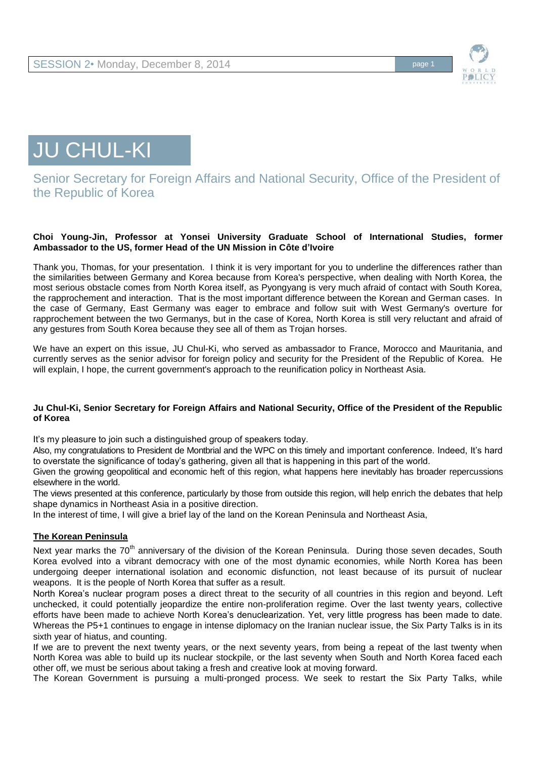# JU CHUL-KI

## Senior Secretary for Foreign Affairs and National Security, Office of the President of the Republic of Korea

**Choi Young-Jin, Professor at Yonsei University Graduate School of International Studies, former Ambassador to the US, former Head of the UN Mission in Côte d'Ivoire**

Thank you, Thomas, for your presentation. I think it is very important for you to underline the differences rather than the similarities between Germany and Korea because from Korea's perspective, when dealing with North Korea, the most serious obstacle comes from North Korea itself, as Pyongyang is very much afraid of contact with South Korea, the rapprochement and interaction. That is the most important difference between the Korean and German cases. In the case of Germany, East Germany was eager to embrace and follow suit with West Germany's overture for rapprochement between the two Germanys, but in the case of Korea, North Korea is still very reluctant and afraid of any gestures from South Korea because they see all of them as Trojan horses.

We have an expert on this issue, JU Chul-Ki, who served as ambassador to France, Morocco and Mauritania, and currently serves as the senior advisor for foreign policy and security for the President of the Republic of Korea. He will explain, I hope, the current government's approach to the reunification policy in Northeast Asia.

**Ju Chul-Ki, Senior Secretary for Foreign Affairs and National Security, Office of the President of the Republic of Korea**

It's my pleasure to join such a distinguished group of speakers today.

Also, my congratulations to President de Montbrial and the WPC on this timely and important conference. Indeed, It's hard to overstate the significance of today's gathering, given all that is happening in this part of the world.

Given the growing geopolitical and economic heft of this region, what happens here inevitably has broader repercussions elsewhere in the world.

The views presented at this conference, particularly by those from outside this region, will help enrich the debates that help shape dynamics in Northeast Asia in a positive direction.

In the interest of time, I will give a brief lay of the land on the Korean Peninsula and Northeast Asia,

**The Korean Peninsula**

Next year marks the 70th anniversary of the division of the Korean Peninsula. During those seven decades, South Korea evolved into a vibrant democracy with one of the most dynamic economies, while North Korea has been undergoing deeper international isolation and economic disfunction, not least because of its pursuit of nuclear weapons. It is the people of North Korea that suffer as a result.

North Korea's nuclear program poses a direct threat to the security of all countries in this region and beyond. Left unchecked, it could potentially jeopardize the entire non-proliferation regime. Over the last twenty years, collective efforts have been made to achieve North Korea's denuclearization. Yet, very little progress has been made to date. Whereas the P5+1 continues to engage in intense diplomacy on the Iranian nuclear issue, the Six Party Talks is in its sixth year of hiatus, and counting.

If we are to prevent the next twenty years, or the next seventy years, from being a repeat of the last twenty when North Korea was able to build up its nuclear stockpile, or the last seventy when South and North Korea faced each other off, we must be serious about taking a fresh and creative look at moving forward.

The Korean Government is pursuing a multi-pronged process. We seek to restart the Six Party Talks, while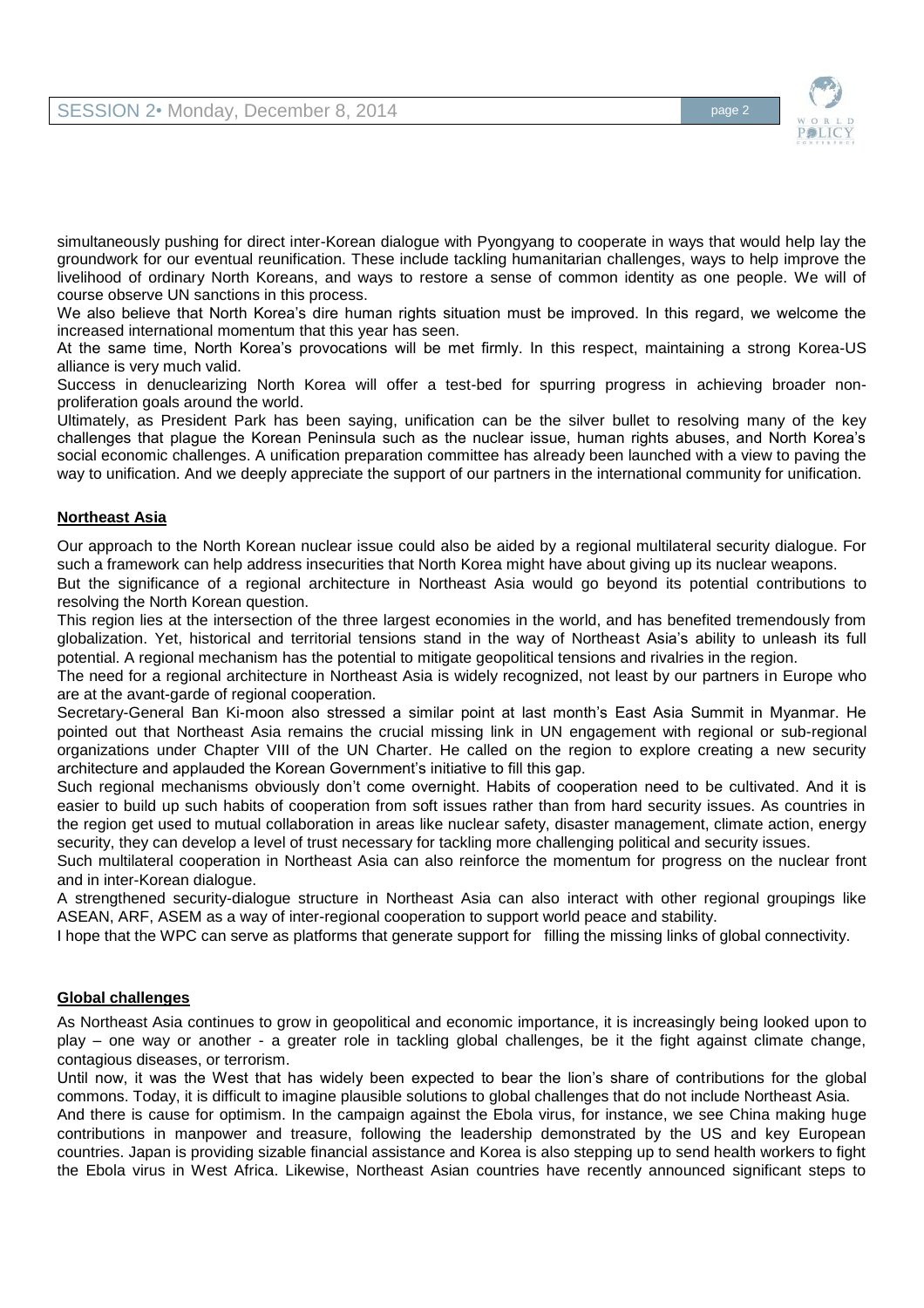simultaneously pushing for direct inter-Korean dialogue with Pyongyang to cooperate in ways that would help lay the groundwork for our eventual reunification. These include tackling humanitarian challenges, ways to help improve the livelihood of ordinary North Koreans, and ways to restore a sense of common identity as one people. We will of course observe UN sanctions in this process.

We also believe that North Korea's dire human rights situation must be improved. In this regard, we welcome the increased international momentum that this year has seen.

At the same time, North Korea's provocations will be met firmly. In this respect, maintaining a strong Korea-US alliance is very much valid.

Success in denuclearizing North Korea will offer a test-bed for spurring progress in achieving broader non-proliferation goals around the world.

Ultimately, as President Park has been saying, unification can be the silver bullet to resolving many of the key challenges that plague the Korean Peninsula such as the nuclear issue, human rights abuses, and North Korea's social economic challenges. A unification preparation committee has already been launched with a view to paving the way to unification. And we deeply appreciate the support of our partners in the international community for unification.

## Northeast Asia

Our approach to the North Korean nuclear issue could also be aided by a regional multilateral security dialogue. For such a framework can help address insecurities that North Korea might have about giving up its nuclear weapons.

But the significance of a regional architecture in Northeast Asia would go beyond its potential contributions to resolving the North Korean question.

This region lies at the intersection of the three largest economies in the world, and has benefited tremendously from globalization. Yet, historical and territorial tensions stand in the way of Northeast Asia's ability to unleash its full potential. A regional mechanism has the potential to mitigate geopolitical tensions and rivalries in the region.

The need for a regional architecture in Northeast Asia is widely recognized, not least by our partners in Europe who are at the avant-garde of regional cooperation.

Secretary-General Ban Ki-moon also stressed a similar point at last month's East Asia Summit in Myanmar. He pointed out that Northeast Asia remains the crucial missing link in UN engagement with regional or sub-regional organizations under Chapter VIII of the UN Charter. He called on the region to explore creating a new security architecture and applauded the Korean Government's initiative to fill this gap.

Such regional mechanisms obviously don't come overnight. Habits of cooperation need to be cultivated. And it is easier to build up such habits of cooperation from soft issues rather than from hard security issues. As countries in the region get used to mutual collaboration in areas like nuclear safety, disaster management, climate action, energy security, they can develop a level of trust necessary for tackling more challenging political and security issues.

Such multilateral cooperation in Northeast Asia can also reinforce the momentum for progress on the nuclear front and in inter-Korean dialogue.

A strengthened security-dialogue structure in Northeast Asia can also interact with other regional groupings like ASEAN, ARF, ASEM as a way of inter-regional cooperation to support world peace and stability.

I hope that the WPC can serve as platforms that generate support for filling the missing links of global connectivity.

## Global challenges

As Northeast Asia continues to grow in geopolitical and economic importance, it is increasingly being looked upon to play – one way or another - a greater role in tackling global challenges, be it the fight against climate change, contagious diseases, or terrorism.

Until now, it was the West that has widely been expected to bear the lion's share of contributions for the global commons. Today, it is difficult to imagine plausible solutions to global challenges that do not include Northeast Asia.

And there is cause for optimism. In the campaign against the Ebola virus, for instance, we see China making huge contributions in manpower and treasure, following the leadership demonstrated by the US and key European countries. Japan is providing sizable financial assistance and Korea is also stepping up to send health workers to fight the Ebola virus in West Africa. Likewise, Northeast Asian countries have recently announced significant steps to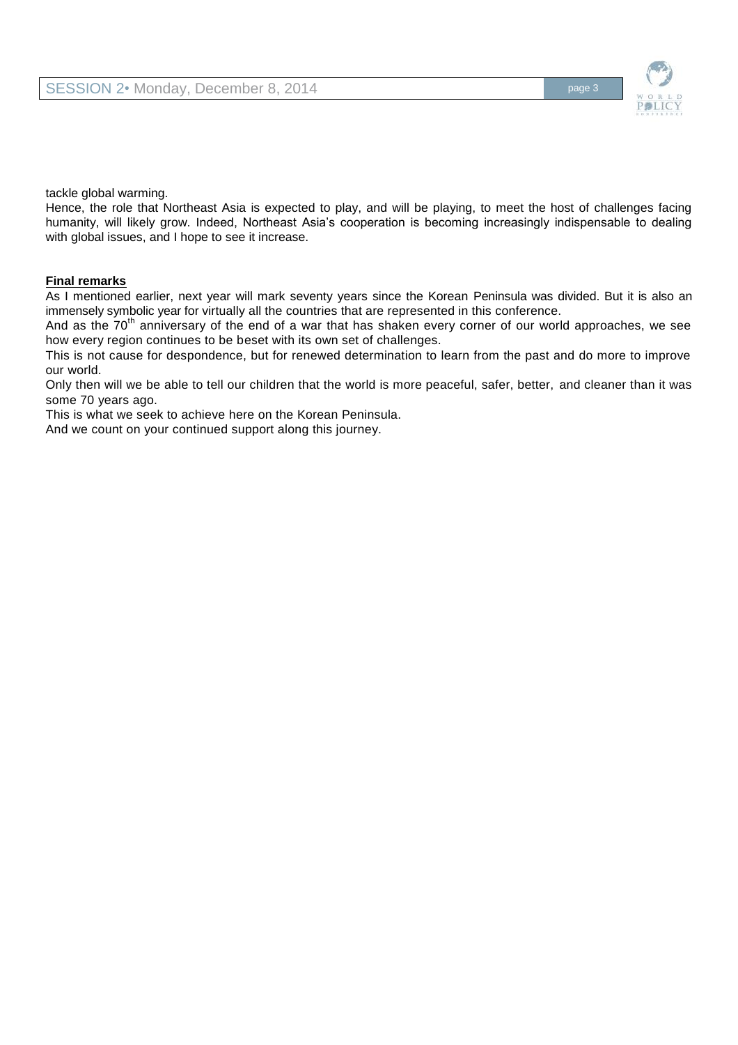tackle global warming.

Hence, the role that Northeast Asia is expected to play, and will be playing, to meet the host of challenges facing humanity, will likely grow. Indeed, Northeast Asia's cooperation is becoming increasingly indispensable to dealing with global issues, and I hope to see it increase.

**Final remarks**

As I mentioned earlier, next year will mark seventy years since the Korean Peninsula was divided. But it is also an immensely symbolic year for virtually all the countries that are represented in this conference.

And as the 70th anniversary of the end of a war that has shaken every corner of our world approaches, we see how every region continues to be beset with its own set of challenges.

This is not cause for despondence, but for renewed determination to learn from the past and do more to improve our world.

Only then will we be able to tell our children that the world is more peaceful, safer, better, and cleaner than it was some 70 years ago.

This is what we seek to achieve here on the Korean Peninsula.

And we count on your continued support along this journey.